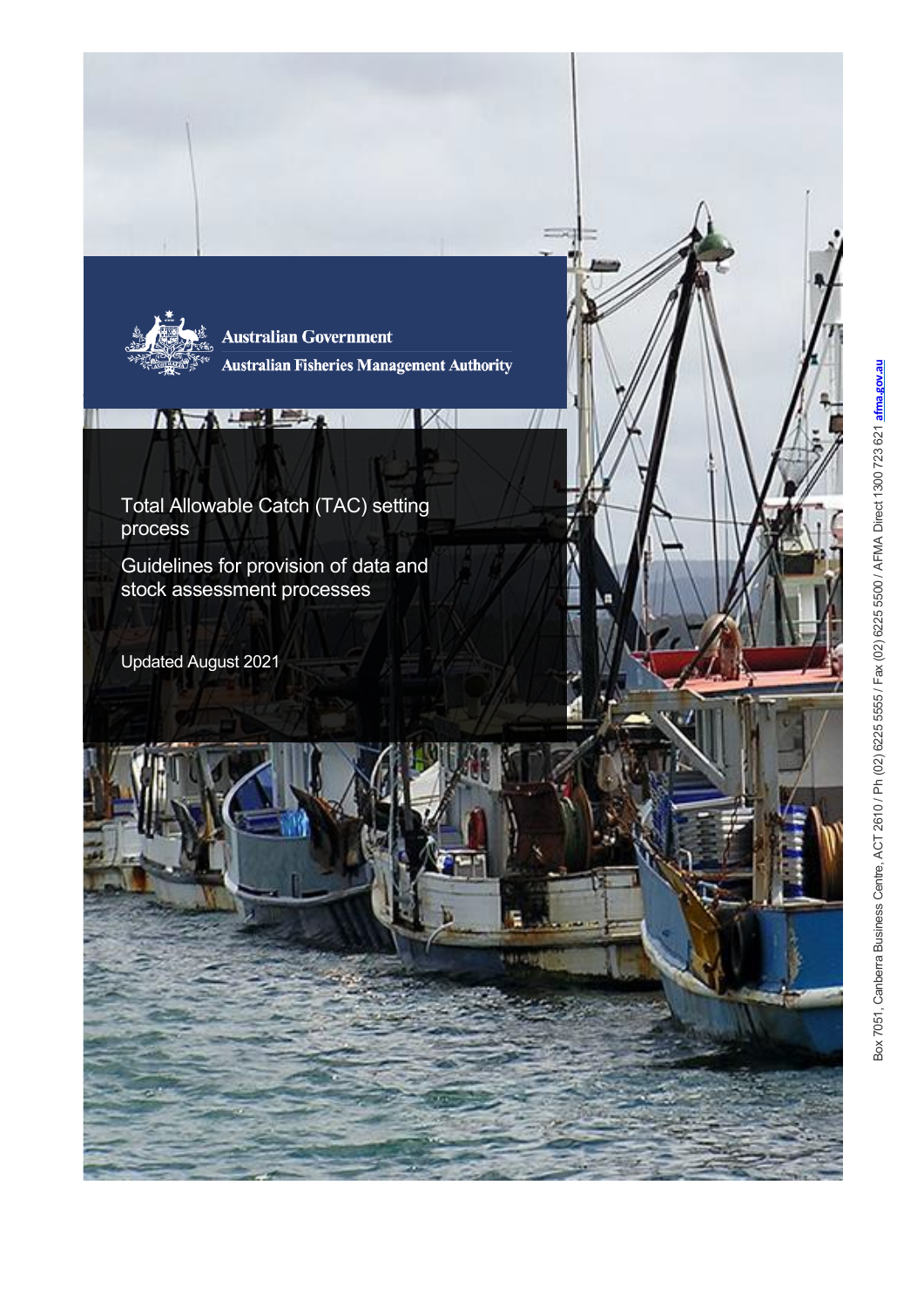Australian Government

Australian Fisheries Management Authority

# Total Allowable Catch (TAC) setting process

## Guidelines for provision of data and stock assessment processes

Updated August 2021

Box 7051, Canberra Business Centre, ACT 2610 / Ph (02) 6225 5555 / Fax (02) 6225 5500 / AFMA Direct 1300 723 621 afma.gov.au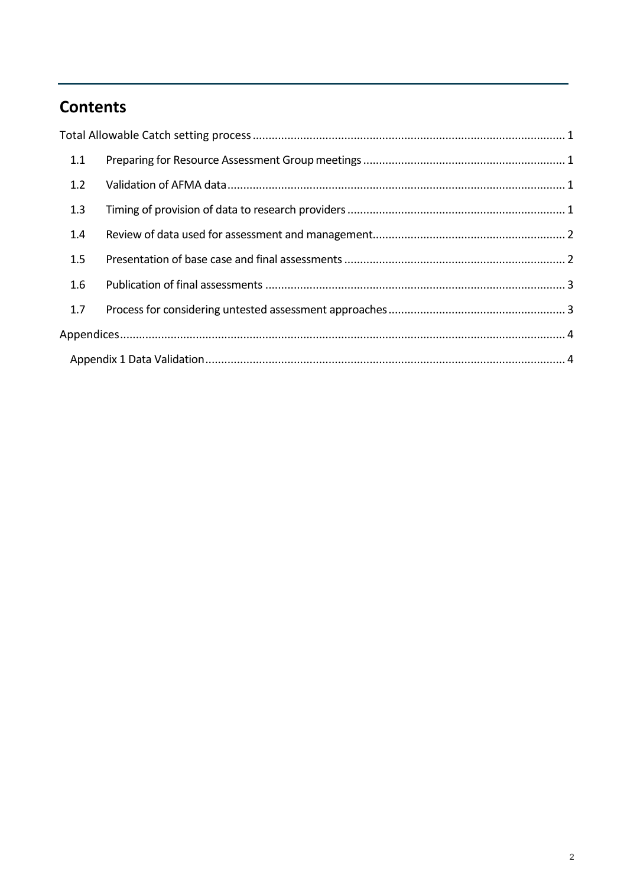## Contents

Total Allowable Catch setting process ..... 1

- 1.1 Preparing for Resource Assessment Group meetings ..... 1
- 1.2 Validation of AFMA data ..... 1
- 1.3 Timing of provision of data to research providers ..... 1
- 1.4 Review of data used for assessment and management ..... 2
- 1.5 Presentation of base case and final assessments ..... 2
- 1.6 Publication of final assessments ..... 3
- 1.7 Process for considering untested assessment approaches ..... 3

Appendices ..... 4

- Appendix 1 Data Validation ..... 4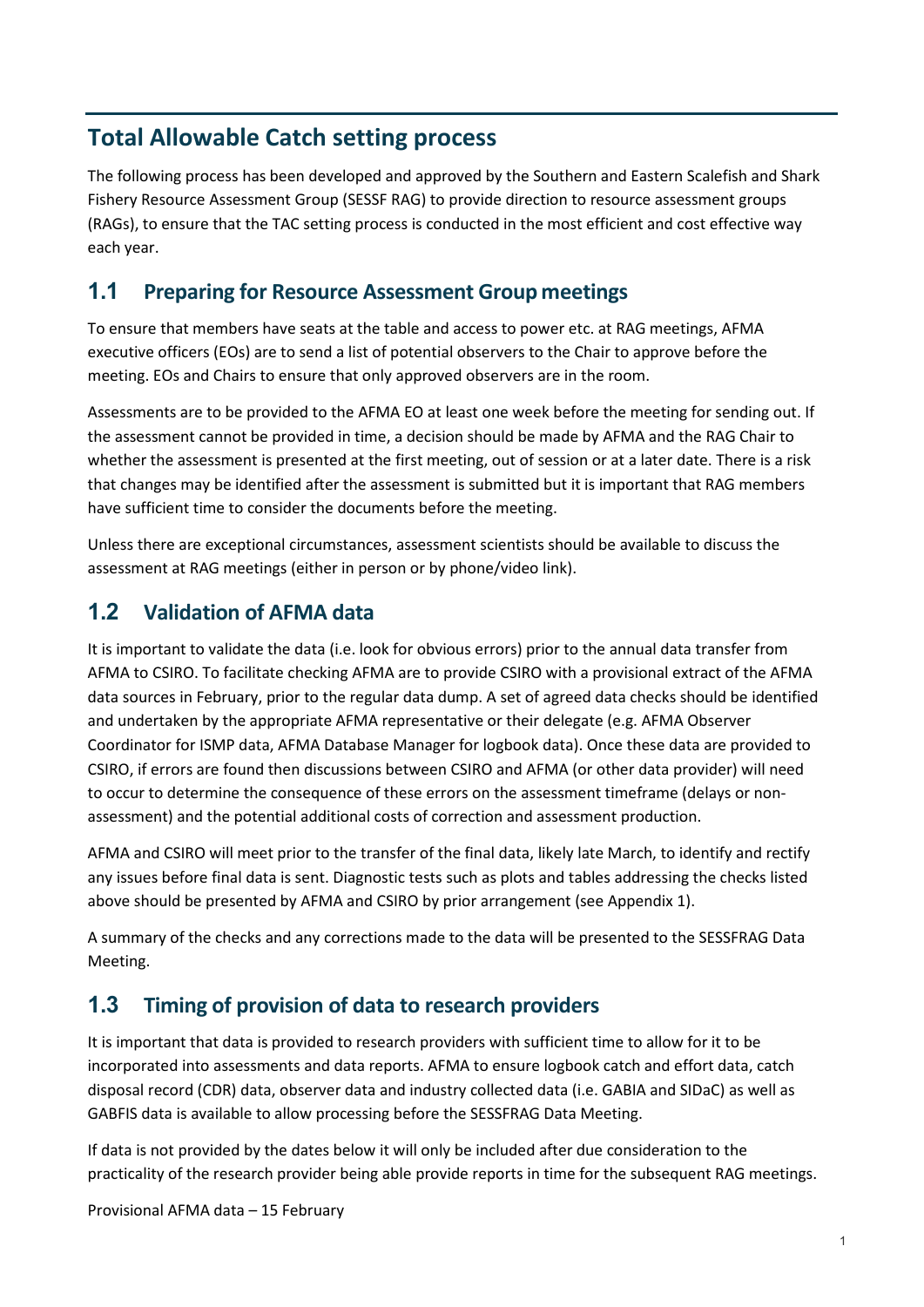# Total Allowable Catch setting process

The following process has been developed and approved by the Southern and Eastern Scalefish and Shark Fishery Resource Assessment Group (SESSF RAG) to provide direction to resource assessment groups (RAGs), to ensure that the TAC setting process is conducted in the most efficient and cost effective way each year.

## 1.1 Preparing for Resource Assessment Group meetings

To ensure that members have seats at the table and access to power etc. at RAG meetings, AFMA executive officers (EOs) are to send a list of potential observers to the Chair to approve before the meeting. EOs and Chairs to ensure that only approved observers are in the room.

Assessments are to be provided to the AFMA EO at least one week before the meeting for sending out. If the assessment cannot be provided in time, a decision should be made by AFMA and the RAG Chair to whether the assessment is presented at the first meeting, out of session or at a later date. There is a risk that changes may be identified after the assessment is submitted but it is important that RAG members have sufficient time to consider the documents before the meeting.

Unless there are exceptional circumstances, assessment scientists should be available to discuss the assessment at RAG meetings (either in person or by phone/video link).

## 1.2 Validation of AFMA data

It is important to validate the data (i.e. look for obvious errors) prior to the annual data transfer from AFMA to CSIRO. To facilitate checking AFMA are to provide CSIRO with a provisional extract of the AFMA data sources in February, prior to the regular data dump. A set of agreed data checks should be identified and undertaken by the appropriate AFMA representative or their delegate (e.g. AFMA Observer Coordinator for ISMP data, AFMA Database Manager for logbook data). Once these data are provided to CSIRO, if errors are found then discussions between CSIRO and AFMA (or other data provider) will need to occur to determine the consequence of these errors on the assessment timeframe (delays or non-assessment) and the potential additional costs of correction and assessment production.

AFMA and CSIRO will meet prior to the transfer of the final data, likely late March, to identify and rectify any issues before final data is sent. Diagnostic tests such as plots and tables addressing the checks listed above should be presented by AFMA and CSIRO by prior arrangement (see Appendix 1).

A summary of the checks and any corrections made to the data will be presented to the SESSFRAG Data Meeting.

## 1.3 Timing of provision of data to research providers

It is important that data is provided to research providers with sufficient time to allow for it to be incorporated into assessments and data reports. AFMA to ensure logbook catch and effort data, catch disposal record (CDR) data, observer data and industry collected data (i.e. GABIA and SIDaC) as well as GABFIS data is available to allow processing before the SESSFRAG Data Meeting.

If data is not provided by the dates below it will only be included after due consideration to the practicality of the research provider being able provide reports in time for the subsequent RAG meetings.

Provisional AFMA data – 15 February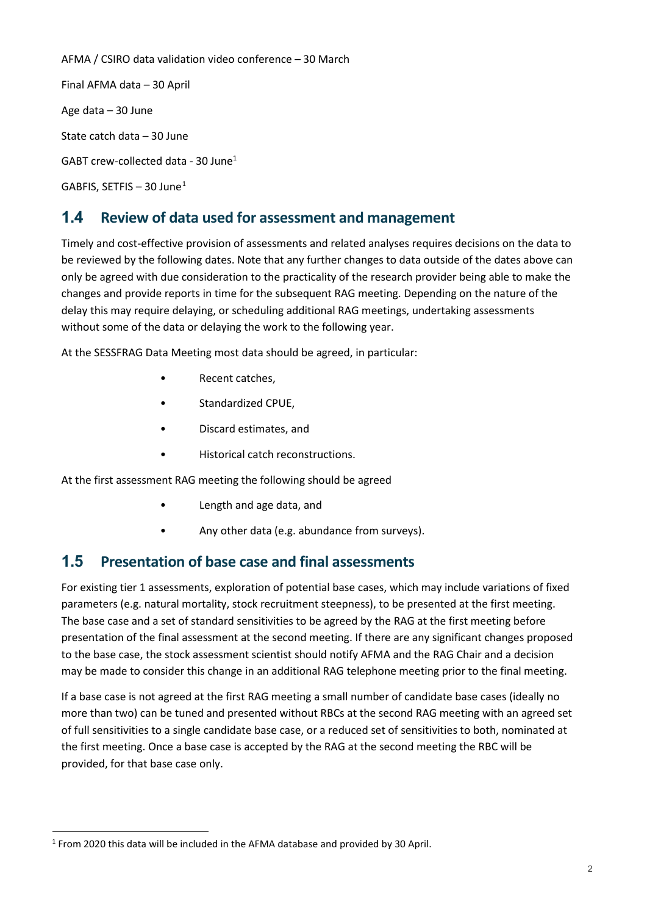AFMA / CSIRO data validation video conference – 30 March

Final AFMA data – 30 April

Age data – 30 June

State catch data – 30 June

GABT crew-collected data - 30 June[1]

GABFIS, SETFIS – 30 June[1]

## 1.4 Review of data used for assessment and management

Timely and cost-effective provision of assessments and related analyses requires decisions on the data to be reviewed by the following dates. Note that any further changes to data outside of the dates above can only be agreed with due consideration to the practicality of the research provider being able to make the changes and provide reports in time for the subsequent RAG meeting. Depending on the nature of the delay this may require delaying, or scheduling additional RAG meetings, undertaking assessments without some of the data or delaying the work to the following year.

At the SESSFRAG Data Meeting most data should be agreed, in particular:

- Recent catches,
- Standardized CPUE,
- Discard estimates, and
- Historical catch reconstructions.

At the first assessment RAG meeting the following should be agreed

- Length and age data, and
- Any other data (e.g. abundance from surveys).

## 1.5 Presentation of base case and final assessments

For existing tier 1 assessments, exploration of potential base cases, which may include variations of fixed parameters (e.g. natural mortality, stock recruitment steepness), to be presented at the first meeting. The base case and a set of standard sensitivities to be agreed by the RAG at the first meeting before presentation of the final assessment at the second meeting. If there are any significant changes proposed to the base case, the stock assessment scientist should notify AFMA and the RAG Chair and a decision may be made to consider this change in an additional RAG telephone meeting prior to the final meeting.

If a base case is not agreed at the first RAG meeting a small number of candidate base cases (ideally no more than two) can be tuned and presented without RBCs at the second RAG meeting with an agreed set of full sensitivities to a single candidate base case, or a reduced set of sensitivities to both, nominated at the first meeting. Once a base case is accepted by the RAG at the second meeting the RBC will be provided, for that base case only.

---

[1] From 2020 this data will be included in the AFMA database and provided by 30 April.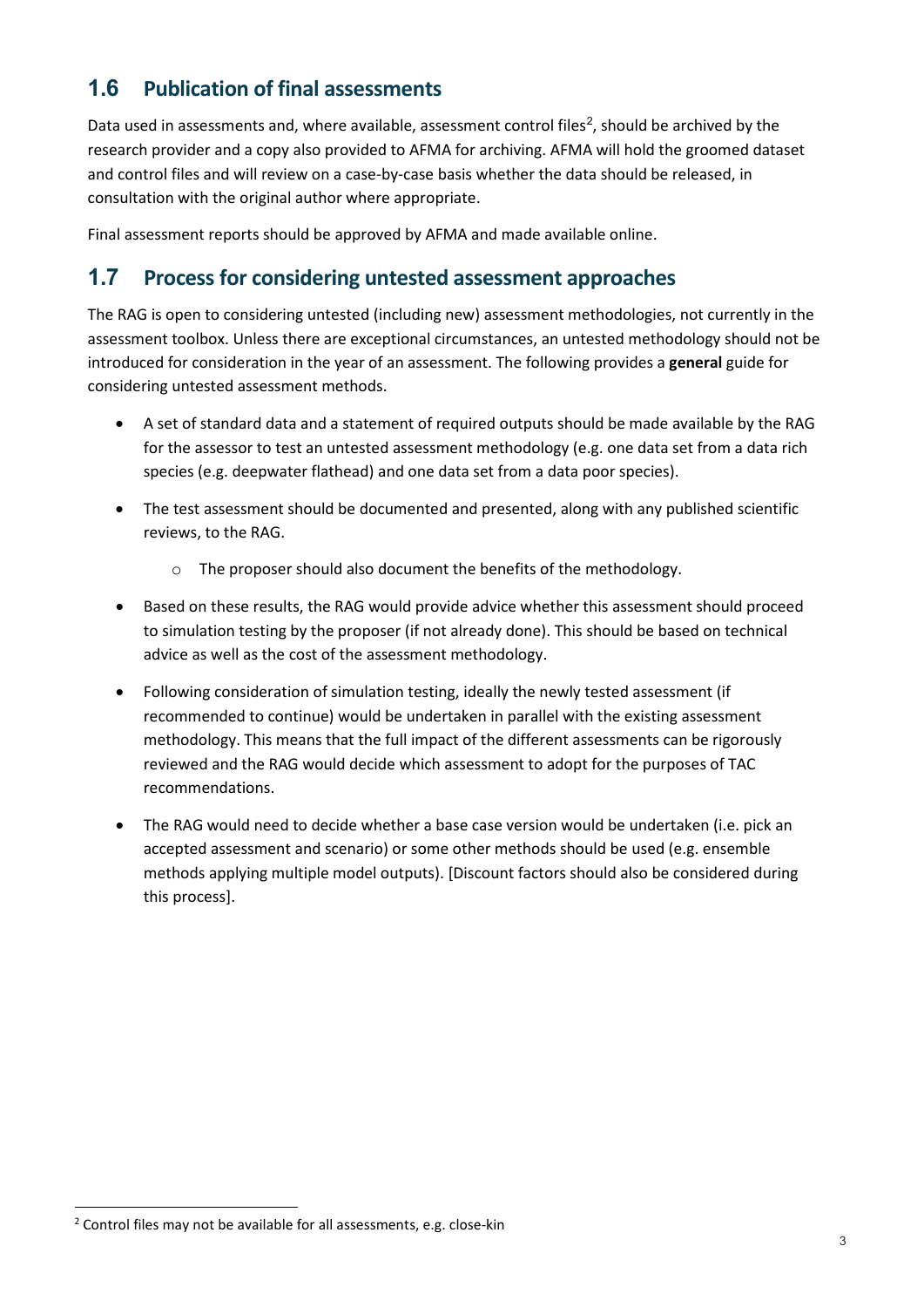## 1.6 Publication of final assessments

Data used in assessments and, where available, assessment control files[2], should be archived by the research provider and a copy also provided to AFMA for archiving. AFMA will hold the groomed dataset and control files and will review on a case-by-case basis whether the data should be released, in consultation with the original author where appropriate.

Final assessment reports should be approved by AFMA and made available online.

## 1.7 Process for considering untested assessment approaches

The RAG is open to considering untested (including new) assessment methodologies, not currently in the assessment toolbox. Unless there are exceptional circumstances, an untested methodology should not be introduced for consideration in the year of an assessment. The following provides a **general** guide for considering untested assessment methods.

- A set of standard data and a statement of required outputs should be made available by the RAG for the assessor to test an untested assessment methodology (e.g. one data set from a data rich species (e.g. deepwater flathead) and one data set from a data poor species).
- The test assessment should be documented and presented, along with any published scientific reviews, to the RAG.
    - The proposer should also document the benefits of the methodology.
- Based on these results, the RAG would provide advice whether this assessment should proceed to simulation testing by the proposer (if not already done). This should be based on technical advice as well as the cost of the assessment methodology.
- Following consideration of simulation testing, ideally the newly tested assessment (if recommended to continue) would be undertaken in parallel with the existing assessment methodology. This means that the full impact of the different assessments can be rigorously reviewed and the RAG would decide which assessment to adopt for the purposes of TAC recommendations.
- The RAG would need to decide whether a base case version would be undertaken (i.e. pick an accepted assessment and scenario) or some other methods should be used (e.g. ensemble methods applying multiple model outputs). [Discount factors should also be considered during this process].

[2] Control files may not be available for all assessments, e.g. close-kin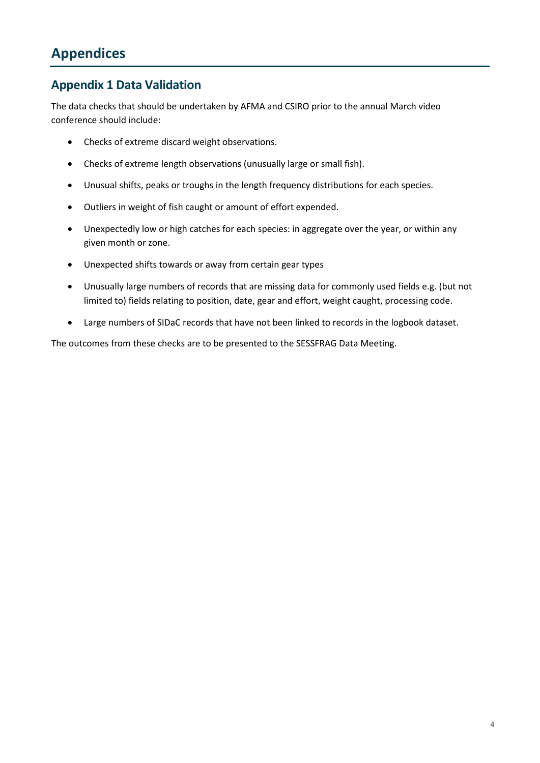# Appendices

## Appendix 1 Data Validation

The data checks that should be undertaken by AFMA and CSIRO prior to the annual March video conference should include:

- Checks of extreme discard weight observations.
- Checks of extreme length observations (unusually large or small fish).
- Unusual shifts, peaks or troughs in the length frequency distributions for each species.
- Outliers in weight of fish caught or amount of effort expended.
- Unexpectedly low or high catches for each species: in aggregate over the year, or within any given month or zone.
- Unexpected shifts towards or away from certain gear types
- Unusually large numbers of records that are missing data for commonly used fields e.g. (but not limited to) fields relating to position, date, gear and effort, weight caught, processing code.
- Large numbers of SIDaC records that have not been linked to records in the logbook dataset.

The outcomes from these checks are to be presented to the SESSFRAG Data Meeting.